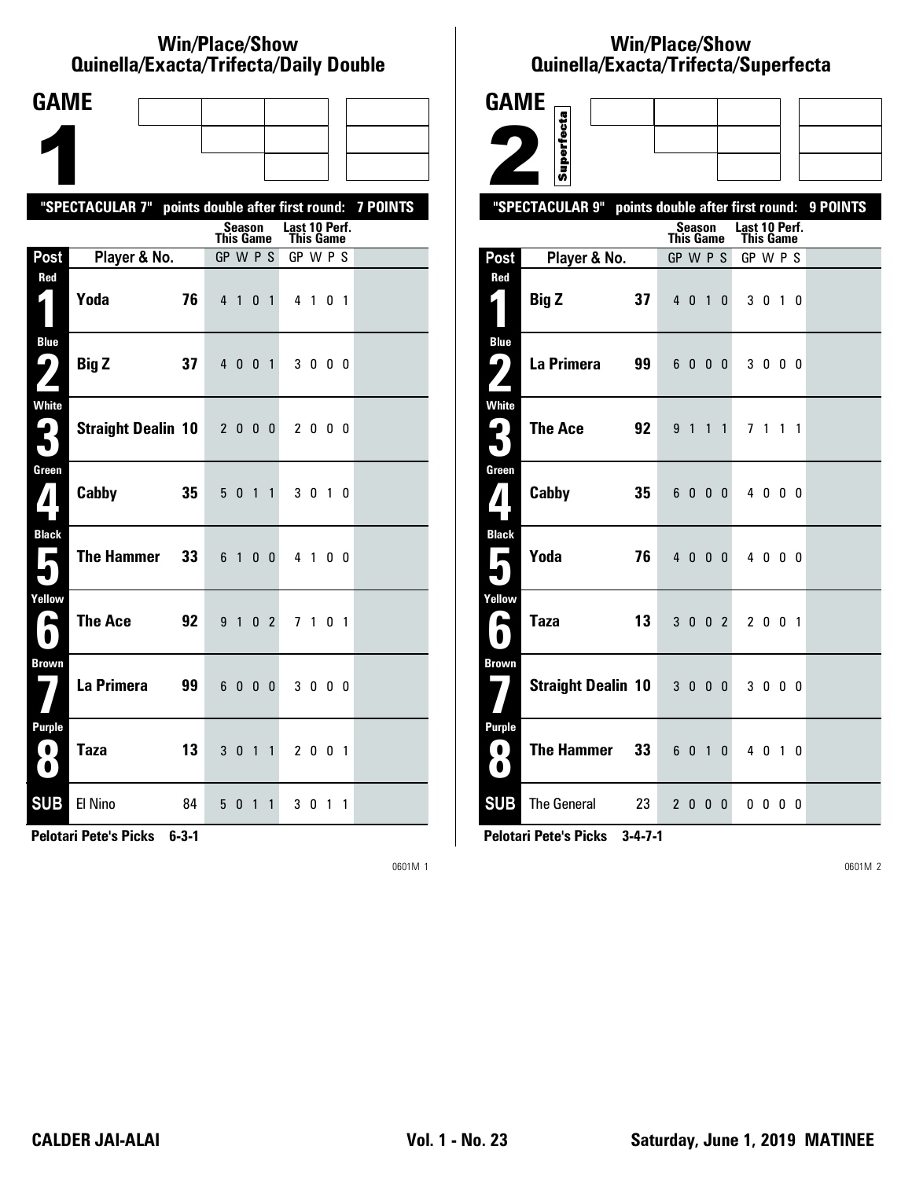# Win/Place/Show
## Quinella/Exacta/Trifecta/Daily Double

**GAME 1**

"SPECTACULAR 7" points double after first round: **7 POINTS**

| Post | Player & No. | | Season This Game GP W P S | Last 10 Perf. This Game GP W P S |
|---|---|---|---|---|
| Red 1 | Yoda | 76 | 4 1 0 1 | 4 1 0 1 |
| Blue 2 | Big Z | 37 | 4 0 0 1 | 3 0 0 0 |
| White 3 | Straight Dealin | 10 | 2 0 0 0 | 2 0 0 0 |
| Green 4 | Cabby | 35 | 5 0 1 1 | 3 0 1 0 |
| Black 5 | The Hammer | 33 | 6 1 0 0 | 4 1 0 0 |
| Yellow 6 | The Ace | 92 | 9 1 0 2 | 7 1 0 1 |
| Brown 7 | La Primera | 99 | 6 0 0 0 | 3 0 0 0 |
| Purple 8 | Taza | 13 | 3 0 1 1 | 2 0 0 1 |
| SUB | El Nino | 84 | 5 0 1 1 | 3 0 1 1 |

**Pelotari Pete's Picks 6-3-1**

# Win/Place/Show
## Quinella/Exacta/Trifecta/Superfecta

**GAME 2** Superfecta

"SPECTACULAR 9" points double after first round: **9 POINTS**

| Post | Player & No. | | Season This Game GP W P S | Last 10 Perf. This Game GP W P S |
|---|---|---|---|---|
| Red 1 | Big Z | 37 | 4 0 1 0 | 3 0 1 0 |
| Blue 2 | La Primera | 99 | 6 0 0 0 | 3 0 0 0 |
| White 3 | The Ace | 92 | 9 1 1 1 | 7 1 1 1 |
| Green 4 | Cabby | 35 | 6 0 0 0 | 4 0 0 0 |
| Black 5 | Yoda | 76 | 4 0 0 0 | 4 0 0 0 |
| Yellow 6 | Taza | 13 | 3 0 0 2 | 2 0 0 1 |
| Brown 7 | Straight Dealin | 10 | 3 0 0 0 | 3 0 0 0 |
| Purple 8 | The Hammer | 33 | 6 0 1 0 | 4 0 1 0 |
| SUB | The General | 23 | 2 0 0 0 | 0 0 0 0 |

**Pelotari Pete's Picks 3-4-7-1**

**CALDER JAI-ALAI** **Vol. 1 - No. 23** **Saturday, June 1, 2019 MATINEE**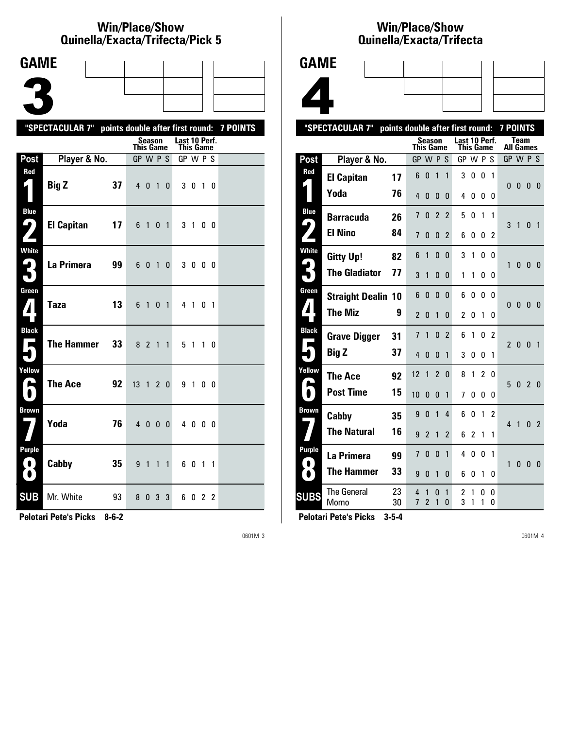## Win/Place/Show Quinella/Exacta/Trifecta/Pick 5

# GAME 3

"SPECTACULAR 7" points double after first round: 7 POINTS

| Post | Player & No. | | Season This Game GP W P S | Last 10 Perf. This Game GP W P S |
|---|---|---|---|---|
| Red 1 | Big Z | 37 | 4 0 1 0 | 3 0 1 0 |
| Blue 2 | El Capitan | 17 | 6 1 0 1 | 3 1 0 0 |
| White 3 | La Primera | 99 | 6 0 1 0 | 3 0 0 0 |
| Green 4 | Taza | 13 | 6 1 0 1 | 4 1 0 1 |
| Black 5 | The Hammer | 33 | 8 2 1 1 | 5 1 1 0 |
| Yellow 6 | The Ace | 92 | 13 1 2 0 | 9 1 0 0 |
| Brown 7 | Yoda | 76 | 4 0 0 0 | 4 0 0 0 |
| Purple 8 | Cabby | 35 | 9 1 1 1 | 6 0 1 1 |
| SUB | Mr. White | 93 | 8 0 3 3 | 6 0 2 2 |

**Pelotari Pete's Picks 8-6-2**

## Win/Place/Show Quinella/Exacta/Trifecta

# GAME 4

"SPECTACULAR 7" points double after first round: 7 POINTS

| Post | Player & No. | | Season This Game GP W P S | Last 10 Perf. This Game GP W P S | Team All Games GP W P S |
|---|---|---|---|---|---|
| Red 1 | El Capitan | 17 | 6 0 1 1 | 3 0 0 1 | 0 0 0 0 |
| | Yoda | 76 | 4 0 0 0 | 4 0 0 0 | |
| Blue 2 | Barracuda | 26 | 7 0 2 2 | 5 0 1 1 | 3 1 0 1 |
| | El Nino | 84 | 7 0 0 2 | 6 0 0 2 | |
| White 3 | Gitty Up! | 82 | 6 1 0 0 | 3 1 0 0 | 1 0 0 0 |
| | The Gladiator | 77 | 3 1 0 0 | 1 1 0 0 | |
| Green 4 | Straight Dealin | 10 | 6 0 0 0 | 6 0 0 0 | 0 0 0 0 |
| | The Miz | 9 | 2 0 1 0 | 2 0 1 0 | |
| Black 5 | Grave Digger | 31 | 7 1 0 2 | 6 1 0 2 | 2 0 0 1 |
| | Big Z | 37 | 4 0 0 1 | 3 0 0 1 | |
| Yellow 6 | The Ace | 92 | 12 1 2 0 | 8 1 2 0 | 5 0 2 0 |
| | Post Time | 15 | 10 0 0 1 | 7 0 0 0 | |
| Brown 7 | Cabby | 35 | 9 0 1 4 | 6 0 1 2 | 4 1 0 2 |
| | The Natural | 16 | 9 2 1 2 | 6 2 1 1 | |
| Purple 8 | La Primera | 99 | 7 0 0 1 | 4 0 0 1 | 1 0 0 0 |
| | The Hammer | 33 | 9 0 1 0 | 6 0 1 0 | |
| SUBS | The General | 23 | 4 1 0 1 | 2 1 0 0 | |
| | Momo | 30 | 7 2 1 0 | 3 1 1 0 | |

**Pelotari Pete's Picks 3-5-4**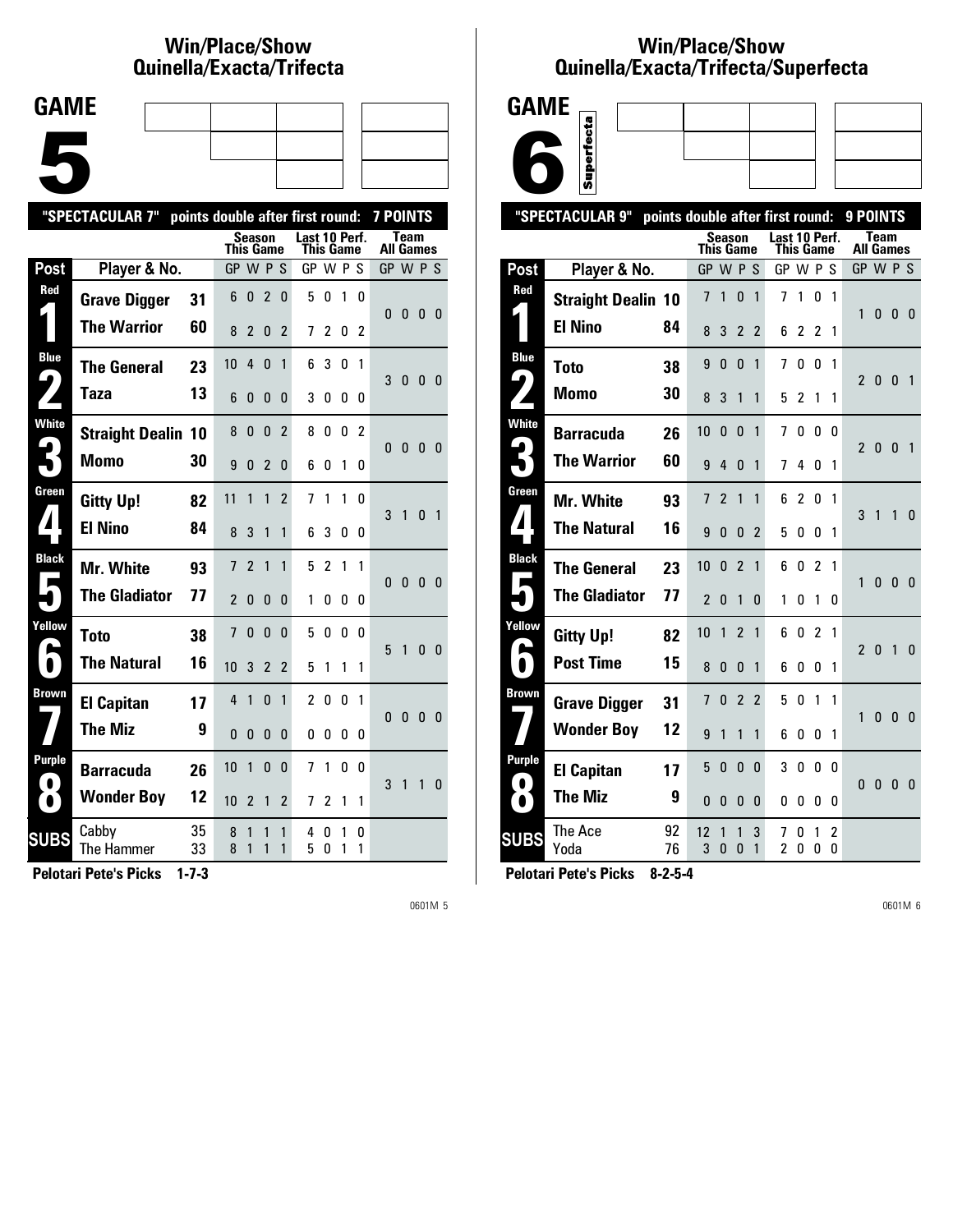## Win/Place/Show Quinella/Exacta/Trifecta

# GAME 5

"SPECTACULAR 7" points double after first round: 7 POINTS

| Post | Player & No. | | Season This Game GP W P S | Last 10 Perf. This Game GP W P S | Team All Games GP W P S |
|---|---|---|---|---|---|
| Red 1 | Grave Digger | 31 | 6 0 2 0 | 5 0 1 0 | 0 0 0 0 |
| | The Warrior | 60 | 8 2 0 2 | 7 2 0 2 | |
| Blue 2 | The General | 23 | 10 4 0 1 | 6 3 0 1 | 3 0 0 0 |
| | Taza | 13 | 6 0 0 0 | 3 0 0 0 | |
| White 3 | Straight Dealin | 10 | 8 0 0 2 | 8 0 0 2 | 0 0 0 0 |
| | Momo | 30 | 9 0 2 0 | 6 0 1 0 | |
| Green 4 | Gitty Up! | 82 | 11 1 1 2 | 7 1 1 0 | 3 1 0 1 |
| | El Nino | 84 | 8 3 1 1 | 6 3 0 0 | |
| Black 5 | Mr. White | 93 | 7 2 1 1 | 5 2 1 1 | 0 0 0 0 |
| | The Gladiator | 77 | 2 0 0 0 | 1 0 0 0 | |
| Yellow 6 | Toto | 38 | 7 0 0 0 | 5 0 0 0 | 5 1 0 0 |
| | The Natural | 16 | 10 3 2 2 | 5 1 1 1 | |
| Brown 7 | El Capitan | 17 | 4 1 0 1 | 2 0 0 1 | 0 0 0 0 |
| | The Miz | 9 | 0 0 0 0 | 0 0 0 0 | |
| Purple 8 | Barracuda | 26 | 10 1 0 0 | 7 1 0 0 | 3 1 1 0 |
| | Wonder Boy | 12 | 10 2 1 2 | 7 2 1 1 | |
| SUBS | Cabby | 35 | 8 1 1 1 | 4 0 1 0 | |
| | The Hammer | 33 | 8 1 1 1 | 5 0 1 1 | |

**Pelotari Pete's Picks 1-7-3**

## Win/Place/Show Quinella/Exacta/Trifecta/Superfecta

# GAME 6

Superfecta

"SPECTACULAR 9" points double after first round: 9 POINTS

| Post | Player & No. | | Season This Game GP W P S | Last 10 Perf. This Game GP W P S | Team All Games GP W P S |
|---|---|---|---|---|---|
| Red 1 | Straight Dealin | 10 | 7 1 0 1 | 7 1 0 1 | 1 0 0 0 |
| | El Nino | 84 | 8 3 2 2 | 6 2 2 1 | |
| Blue 2 | Toto | 38 | 9 0 0 1 | 7 0 0 1 | 2 0 0 1 |
| | Momo | 30 | 8 3 1 1 | 5 2 1 1 | |
| White 3 | Barracuda | 26 | 10 0 0 1 | 7 0 0 0 | 2 0 0 1 |
| | The Warrior | 60 | 9 4 0 1 | 7 4 0 1 | |
| Green 4 | Mr. White | 93 | 7 2 1 1 | 6 2 0 1 | 3 1 1 0 |
| | The Natural | 16 | 9 0 0 2 | 5 0 0 1 | |
| Black 5 | The General | 23 | 10 0 2 1 | 6 0 2 1 | 1 0 0 0 |
| | The Gladiator | 77 | 2 0 1 0 | 1 0 1 0 | |
| Yellow 6 | Gitty Up! | 82 | 10 1 2 1 | 6 0 2 1 | 2 0 1 0 |
| | Post Time | 15 | 8 0 0 1 | 6 0 0 1 | |
| Brown 7 | Grave Digger | 31 | 7 0 2 2 | 5 0 1 1 | 1 0 0 0 |
| | Wonder Boy | 12 | 9 1 1 1 | 6 0 0 1 | |
| Purple 8 | El Capitan | 17 | 5 0 0 0 | 3 0 0 0 | 0 0 0 0 |
| | The Miz | 9 | 0 0 0 0 | 0 0 0 0 | |
| SUBS | The Ace | 92 | 12 1 1 3 | 7 0 1 2 | |
| | Yoda | 76 | 3 0 0 1 | 2 0 0 0 | |

**Pelotari Pete's Picks 8-2-5-4**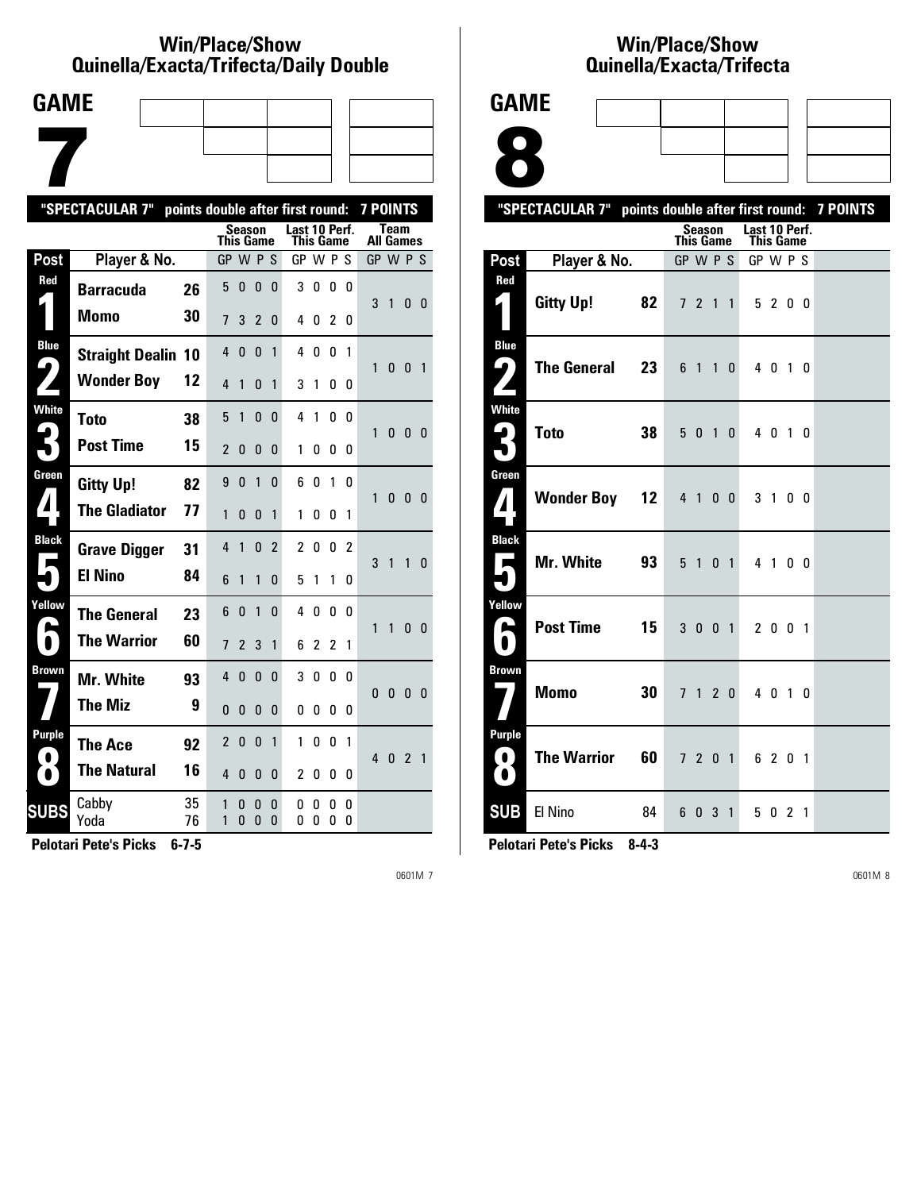# Win/Place/Show
# Quinella/Exacta/Trifecta/Daily Double

## GAME 7

"SPECTACULAR 7" points double after first round: 7 POINTS

| Post | Player & No. | | Season This Game GP W P S | Last 10 Perf. This Game GP W P S | Team All Games GP W P S |
|---|---|---|---|---|---|
| Red 1 | Barracuda | 26 | 5 0 0 0 | 3 0 0 0 | 3 1 0 0 |
| | Momo | 30 | 7 3 2 0 | 4 0 2 0 | |
| Blue 2 | Straight Dealin | 10 | 4 0 0 1 | 4 0 0 1 | 1 0 0 1 |
| | Wonder Boy | 12 | 4 1 0 1 | 3 1 0 0 | |
| White 3 | Toto | 38 | 5 1 0 0 | 4 1 0 0 | 1 0 0 0 |
| | Post Time | 15 | 2 0 0 0 | 1 0 0 0 | |
| Green 4 | Gitty Up! | 82 | 9 0 1 0 | 6 0 1 0 | 1 0 0 0 |
| | The Gladiator | 77 | 1 0 0 1 | 1 0 0 1 | |
| Black 5 | Grave Digger | 31 | 4 1 0 2 | 2 0 0 2 | 3 1 1 0 |
| | El Nino | 84 | 6 1 1 0 | 5 1 1 0 | |
| Yellow 6 | The General | 23 | 6 0 1 0 | 4 0 0 0 | 1 1 0 0 |
| | The Warrior | 60 | 7 2 3 1 | 6 2 2 1 | |
| Brown 7 | Mr. White | 93 | 4 0 0 0 | 3 0 0 0 | 0 0 0 0 |
| | The Miz | 9 | 0 0 0 0 | 0 0 0 0 | |
| Purple 8 | The Ace | 92 | 2 0 0 1 | 1 0 0 1 | 4 0 2 1 |
| | The Natural | 16 | 4 0 0 0 | 2 0 0 0 | |
| SUBS | Cabby | 35 | 1 0 0 0 | 0 0 0 0 | |
| | Yoda | 76 | 1 0 0 0 | 0 0 0 0 | |

**Pelotari Pete's Picks 6-7-5**

# Win/Place/Show
# Quinella/Exacta/Trifecta

## GAME 8

"SPECTACULAR 7" points double after first round: 7 POINTS

| Post | Player & No. | | Season This Game GP W P S | Last 10 Perf. This Game GP W P S |
|---|---|---|---|---|
| Red 1 | Gitty Up! | 82 | 7 2 1 1 | 5 2 0 0 |
| Blue 2 | The General | 23 | 6 1 1 0 | 4 0 1 0 |
| White 3 | Toto | 38 | 5 0 1 0 | 4 0 1 0 |
| Green 4 | Wonder Boy | 12 | 4 1 0 0 | 3 1 0 0 |
| Black 5 | Mr. White | 93 | 5 1 0 1 | 4 1 0 0 |
| Yellow 6 | Post Time | 15 | 3 0 0 1 | 2 0 0 1 |
| Brown 7 | Momo | 30 | 7 1 2 0 | 4 0 1 0 |
| Purple 8 | The Warrior | 60 | 7 2 0 1 | 6 2 0 1 |
| SUB | El Nino | 84 | 6 0 3 1 | 5 0 2 1 |

**Pelotari Pete's Picks 8-4-3**